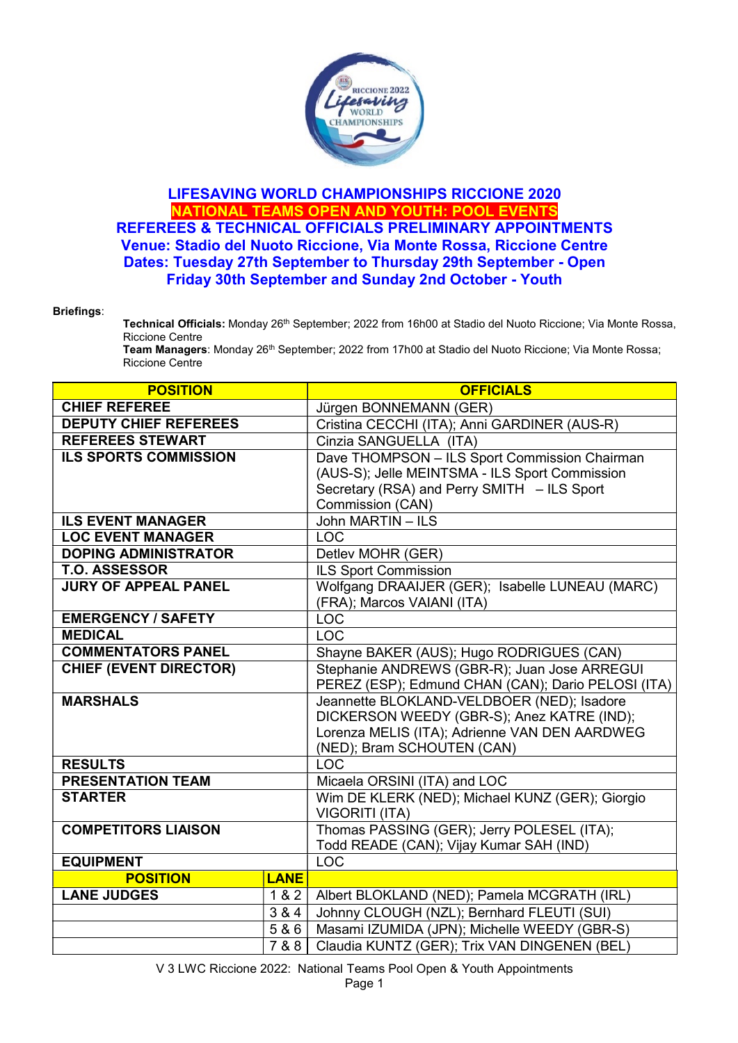# LIFESAVING WORLD CHAMPIONSHIPS RICCIONE 2020

## NATIONAL TEAMS OPEN AND YOUTH: POOL EVENTS

## REFEREES & TECHNICAL OFFICIALS PRELIMINARY APPOINTMENTS

**Venue: Stadio del Nuoto Riccione, Via Monte Rossa, Riccione Centre**

**Dates: Tuesday 27th September to Thursday 29th September - Open**

**Friday 30th September and Sunday 2nd October - Youth**

**Briefings**:

**Technical Officials:** Monday 26th September; 2022 from 16h00 at Stadio del Nuoto Riccione; Via Monte Rossa, Riccione Centre

**Team Managers**: Monday 26th September; 2022 from 17h00 at Stadio del Nuoto Riccione; Via Monte Rossa; Riccione Centre

| POSITION | | OFFICIALS |
|---|---|---|
| **CHIEF REFEREE** | | Jürgen BONNEMANN (GER) |
| **DEPUTY CHIEF REFEREES** | | Cristina CECCHI (ITA); Anni GARDINER (AUS-R) |
| **REFEREES STEWART** | | Cinzia SANGUELLA (ITA) |
| **ILS SPORTS COMMISSION** | | Dave THOMPSON – ILS Sport Commission Chairman (AUS-S); Jelle MEINTSMA - ILS Sport Commission Secretary (RSA) and Perry SMITH – ILS Sport Commission (CAN) |
| **ILS EVENT MANAGER** | | John MARTIN – ILS |
| **LOC EVENT MANAGER** | | LOC |
| **DOPING ADMINISTRATOR** | | Detlev MOHR (GER) |
| **T.O. ASSESSOR** | | ILS Sport Commission |
| **JURY OF APPEAL PANEL** | | Wolfgang DRAAIJER (GER); Isabelle LUNEAU (MARC) (FRA); Marcos VAIANI (ITA) |
| **EMERGENCY / SAFETY** | | LOC |
| **MEDICAL** | | LOC |
| **COMMENTATORS PANEL** | | Shayne BAKER (AUS); Hugo RODRIGUES (CAN) |
| **CHIEF (EVENT DIRECTOR)** | | Stephanie ANDREWS (GBR-R); Juan Jose ARREGUI PEREZ (ESP); Edmund CHAN (CAN); Dario PELOSI (ITA) |
| **MARSHALS** | | Jeannette BLOKLAND-VELDBOER (NED); Isadore DICKERSON WEEDY (GBR-S); Anez KATRE (IND); Lorenza MELIS (ITA); Adrienne VAN DEN AARDWEG (NED); Bram SCHOUTEN (CAN) |
| **RESULTS** | | LOC |
| **PRESENTATION TEAM** | | Micaela ORSINI (ITA) and LOC |
| **STARTER** | | Wim DE KLERK (NED); Michael KUNZ (GER); Giorgio VIGORITI (ITA) |
| **COMPETITORS LIAISON** | | Thomas PASSING (GER); Jerry POLESEL (ITA); Todd READE (CAN); Vijay Kumar SAH (IND) |
| **EQUIPMENT** | | LOC |
| **POSITION** | **LANE** | |
| **LANE JUDGES** | 1 & 2 | Albert BLOKLAND (NED); Pamela MCGRATH (IRL) |
| | 3 & 4 | Johnny CLOUGH (NZL); Bernhard FLEUTI (SUI) |
| | 5 & 6 | Masami IZUMIDA (JPN); Michelle WEEDY (GBR-S) |
| | 7 & 8 | Claudia KUNTZ (GER); Trix VAN DINGENEN (BEL) |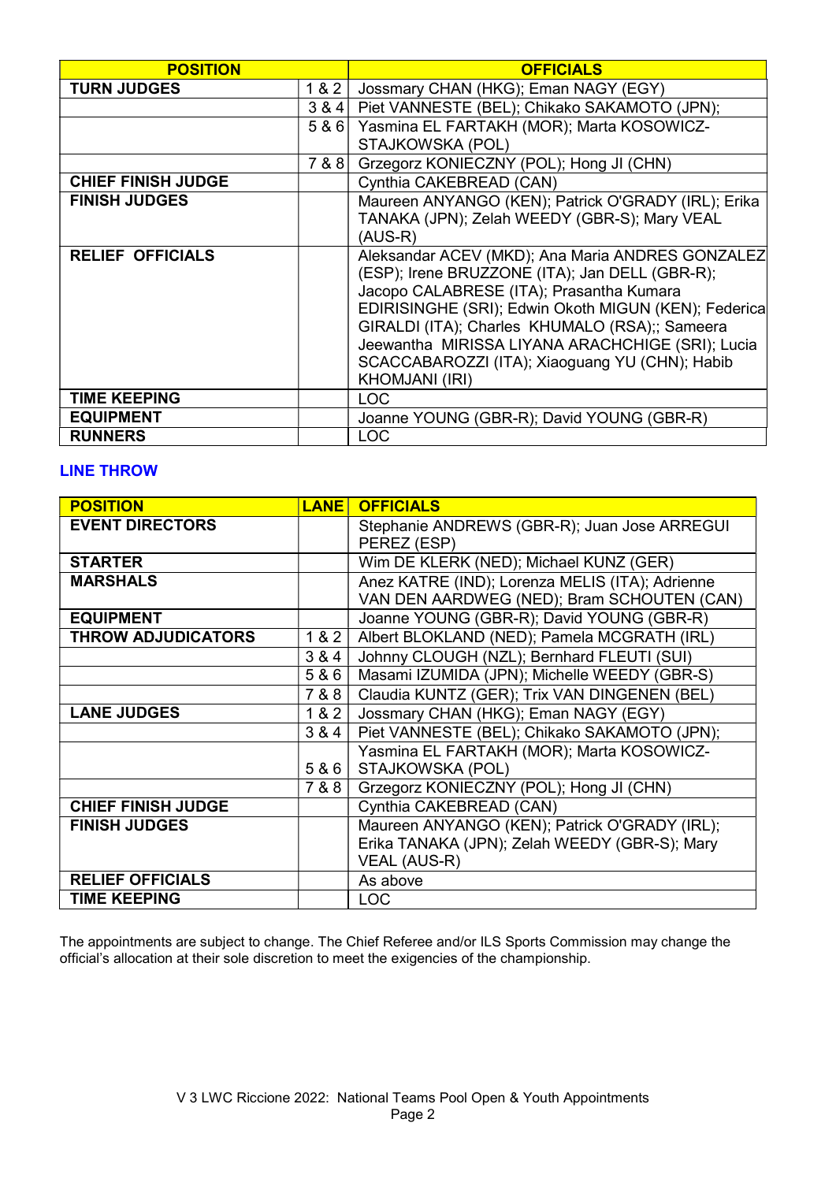| POSITION | | OFFICIALS |
|---|---|---|
| TURN JUDGES | 1 & 2 | Jossmary CHAN (HKG); Eman NAGY (EGY) |
| | 3 & 4 | Piet VANNESTE (BEL); Chikako SAKAMOTO (JPN); |
| | 5 & 6 | Yasmina EL FARTAKH (MOR); Marta KOSOWICZ-STAJKOWSKA (POL) |
| | 7 & 8 | Grzegorz KONIECZNY (POL); Hong JI (CHN) |
| CHIEF FINISH JUDGE | | Cynthia CAKEBREAD (CAN) |
| FINISH JUDGES | | Maureen ANYANGO (KEN); Patrick O'GRADY (IRL); Erika TANAKA (JPN); Zelah WEEDY (GBR-S); Mary VEAL (AUS-R) |
| RELIEF OFFICIALS | | Aleksandar ACEV (MKD); Ana Maria ANDRES GONZALEZ (ESP); Irene BRUZZONE (ITA); Jan DELL (GBR-R); Jacopo CALABRESE (ITA); Prasantha Kumara EDIRISINGHE (SRI); Edwin Okoth MIGUN (KEN); Federica GIRALDI (ITA); Charles KHUMALO (RSA);; Sameera Jeewantha MIRISSA LIYANA ARACHCHIGE (SRI); Lucia SCACCABAROZZI (ITA); Xiaoguang YU (CHN); Habib KHOMJANI (IRI) |
| TIME KEEPING | | LOC |
| EQUIPMENT | | Joanne YOUNG (GBR-R); David YOUNG (GBR-R) |
| RUNNERS | | LOC |

## LINE THROW

| POSITION | LANE | OFFICIALS |
|---|---|---|
| EVENT DIRECTORS | | Stephanie ANDREWS (GBR-R); Juan Jose ARREGUI PEREZ (ESP) |
| STARTER | | Wim DE KLERK (NED); Michael KUNZ (GER) |
| MARSHALS | | Anez KATRE (IND); Lorenza MELIS (ITA); Adrienne VAN DEN AARDWEG (NED); Bram SCHOUTEN (CAN) |
| EQUIPMENT | | Joanne YOUNG (GBR-R); David YOUNG (GBR-R) |
| THROW ADJUDICATORS | 1 & 2 | Albert BLOKLAND (NED); Pamela MCGRATH (IRL) |
| | 3 & 4 | Johnny CLOUGH (NZL); Bernhard FLEUTI (SUI) |
| | 5 & 6 | Masami IZUMIDA (JPN); Michelle WEEDY (GBR-S) |
| | 7 & 8 | Claudia KUNTZ (GER); Trix VAN DINGENEN (BEL) |
| LANE JUDGES | 1 & 2 | Jossmary CHAN (HKG); Eman NAGY (EGY) |
| | 3 & 4 | Piet VANNESTE (BEL); Chikako SAKAMOTO (JPN); |
| | 5 & 6 | Yasmina EL FARTAKH (MOR); Marta KOSOWICZ-STAJKOWSKA (POL) |
| | 7 & 8 | Grzegorz KONIECZNY (POL); Hong JI (CHN) |
| CHIEF FINISH JUDGE | | Cynthia CAKEBREAD (CAN) |
| FINISH JUDGES | | Maureen ANYANGO (KEN); Patrick O'GRADY (IRL); Erika TANAKA (JPN); Zelah WEEDY (GBR-S); Mary VEAL (AUS-R) |
| RELIEF OFFICIALS | | As above |
| TIME KEEPING | | LOC |

The appointments are subject to change. The Chief Referee and/or ILS Sports Commission may change the official's allocation at their sole discretion to meet the exigencies of the championship.